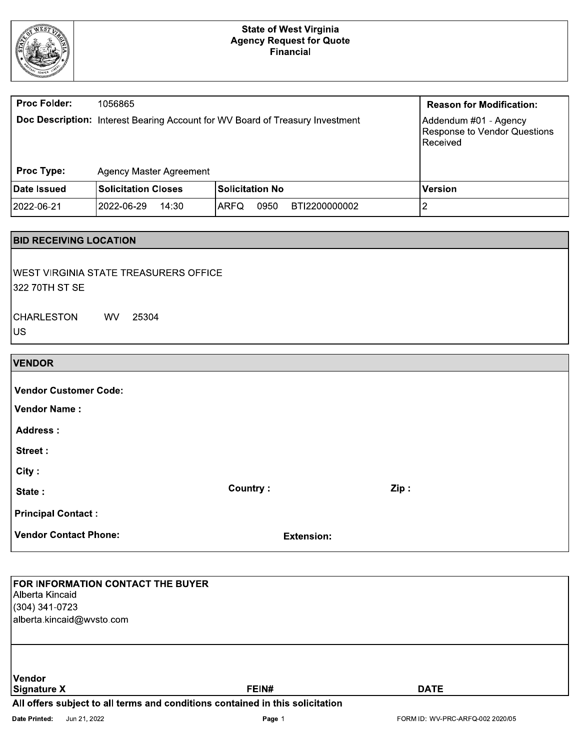**State of West Virginia**
**Agency Request for Quote**
**Financial**

| **Proc Folder:** | 1056865 | | **Reason for Modification:** |
|---|---|---|---|
| **Doc Description:** | Interest Bearing Account for WV Board of Treasury Investment | | Addendum #01 - Agency Response to Vendor Questions Received |
| **Proc Type:** | Agency Master Agreement | | |
| **Date Issued** | **Solicitation Closes** | **Solicitation No** | **Version** |
| 2022-06-21 | 2022-06-29 14:30 | ARFQ 0950 BTI2200000002 | 2 |

## BID RECEIVING LOCATION

WEST VIRGINIA STATE TREASURERS OFFICE
322 70TH ST SE

CHARLESTON WV 25304
US

## VENDOR

**Vendor Customer Code:**

**Vendor Name :**

**Address :**

**Street :**

**City :**

**State :** **Country :** **Zip :**

**Principal Contact :**

**Vendor Contact Phone:** **Extension:**

**FOR INFORMATION CONTACT THE BUYER**
Alberta Kincaid
(304) 341-0723
alberta.kincaid@wvsto.com

**Vendor Signature X** **FEIN#** **DATE**

**All offers subject to all terms and conditions contained in this solicitation**

**Date Printed:** Jun 21, 2022 FORM ID: WV-PRC-ARFQ-002 2020/05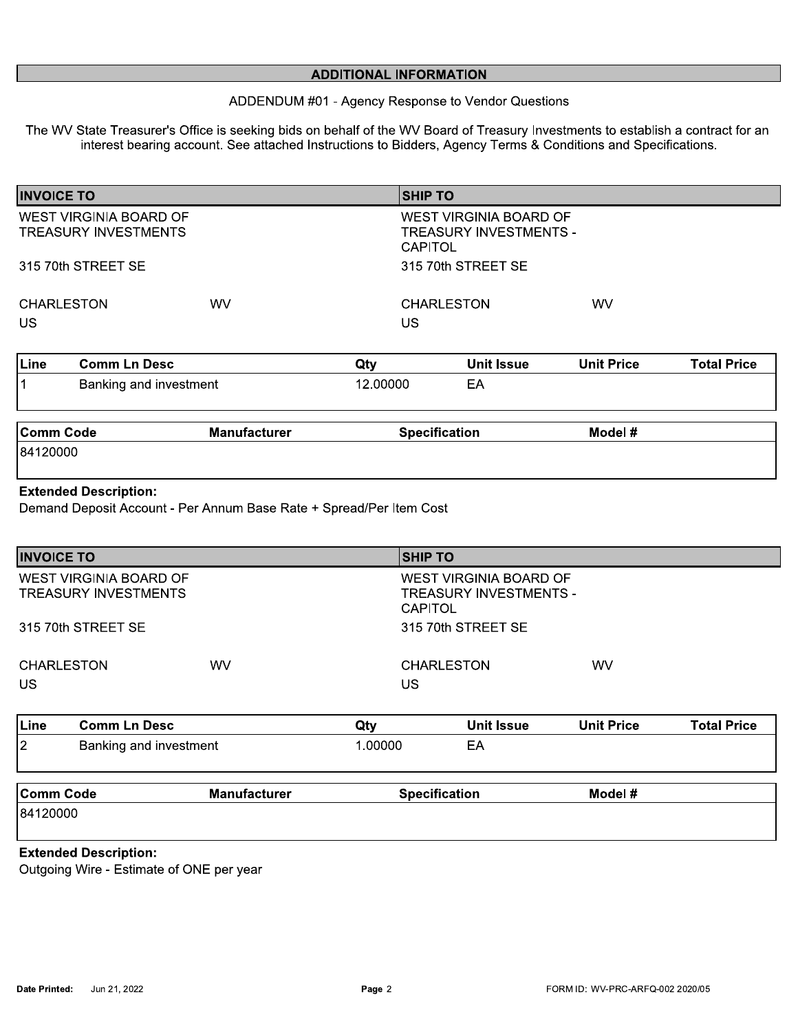## ADDITIONAL INFORMATION

ADDENDUM #01 - Agency Response to Vendor Questions

The WV State Treasurer's Office is seeking bids on behalf of the WV Board of Treasury Investments to establish a contract for an interest bearing account. See attached Instructions to Bidders, Agency Terms & Conditions and Specifications.

| INVOICE TO | | SHIP TO | |
|---|---|---|---|
| WEST VIRGINIA BOARD OF TREASURY INVESTMENTS | | WEST VIRGINIA BOARD OF TREASURY INVESTMENTS - CAPITOL | |
| 315 70th STREET SE | | 315 70th STREET SE | |
| CHARLESTON | WV | CHARLESTON | WV |
| US | | US | |

| Line | Comm Ln Desc | Qty | Unit Issue | Unit Price | Total Price |
|---|---|---|---|---|---|
| 1 | Banking and investment | 12.00000 | EA | | |

| Comm Code | Manufacturer | Specification | Model # |
|---|---|---|---|
| 84120000 | | | |

**Extended Description:**
Demand Deposit Account - Per Annum Base Rate + Spread/Per Item Cost

| INVOICE TO | | SHIP TO | |
|---|---|---|---|
| WEST VIRGINIA BOARD OF TREASURY INVESTMENTS | | WEST VIRGINIA BOARD OF TREASURY INVESTMENTS - CAPITOL | |
| 315 70th STREET SE | | 315 70th STREET SE | |
| CHARLESTON | WV | CHARLESTON | WV |
| US | | US | |

| Line | Comm Ln Desc | Qty | Unit Issue | Unit Price | Total Price |
|---|---|---|---|---|---|
| 2 | Banking and investment | 1.00000 | EA | | |

| Comm Code | Manufacturer | Specification | Model # |
|---|---|---|---|
| 84120000 | | | |

**Extended Description:**
Outgoing Wire - Estimate of ONE per year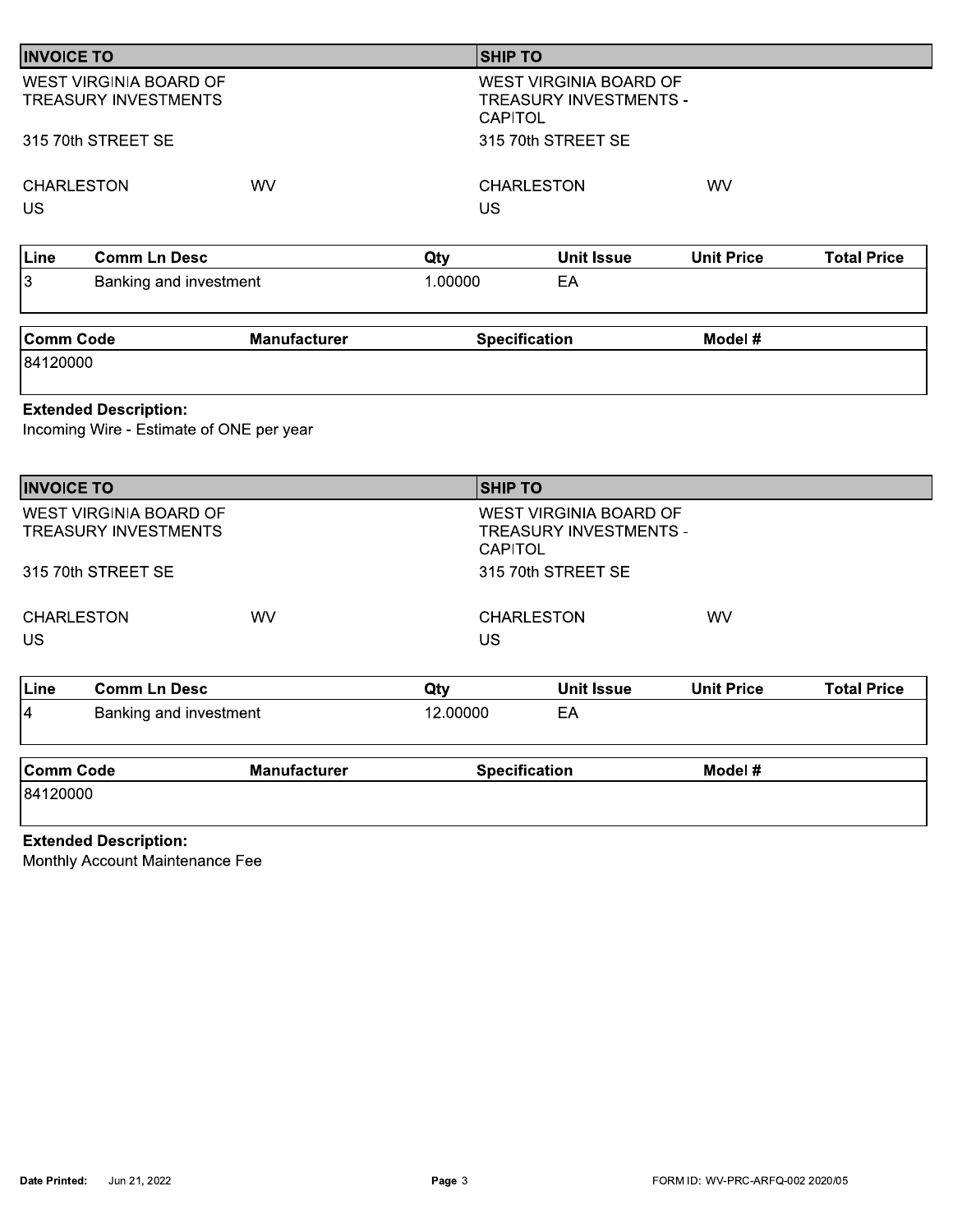| INVOICE TO | | SHIP TO | |
|---|---|---|---|
| WEST VIRGINIA BOARD OF TREASURY INVESTMENTS | | WEST VIRGINIA BOARD OF TREASURY INVESTMENTS - CAPITOL | |
| 315 70th STREET SE | | 315 70th STREET SE | |
| CHARLESTON | WV | CHARLESTON | WV |
| US | | US | |

| Line | Comm Ln Desc | Qty | Unit Issue | Unit Price | Total Price |
|---|---|---|---|---|---|
| 3 | Banking and investment | 1.00000 | EA | | |

| Comm Code | Manufacturer | Specification | Model # |
|---|---|---|---|
| 84120000 | | | |

**Extended Description:**
Incoming Wire - Estimate of ONE per year

| INVOICE TO | | SHIP TO | |
|---|---|---|---|
| WEST VIRGINIA BOARD OF TREASURY INVESTMENTS | | WEST VIRGINIA BOARD OF TREASURY INVESTMENTS - CAPITOL | |
| 315 70th STREET SE | | 315 70th STREET SE | |
| CHARLESTON | WV | CHARLESTON | WV |
| US | | US | |

| Line | Comm Ln Desc | Qty | Unit Issue | Unit Price | Total Price |
|---|---|---|---|---|---|
| 4 | Banking and investment | 12.00000 | EA | | |

| Comm Code | Manufacturer | Specification | Model # |
|---|---|---|---|
| 84120000 | | | |

**Extended Description:**
Monthly Account Maintenance Fee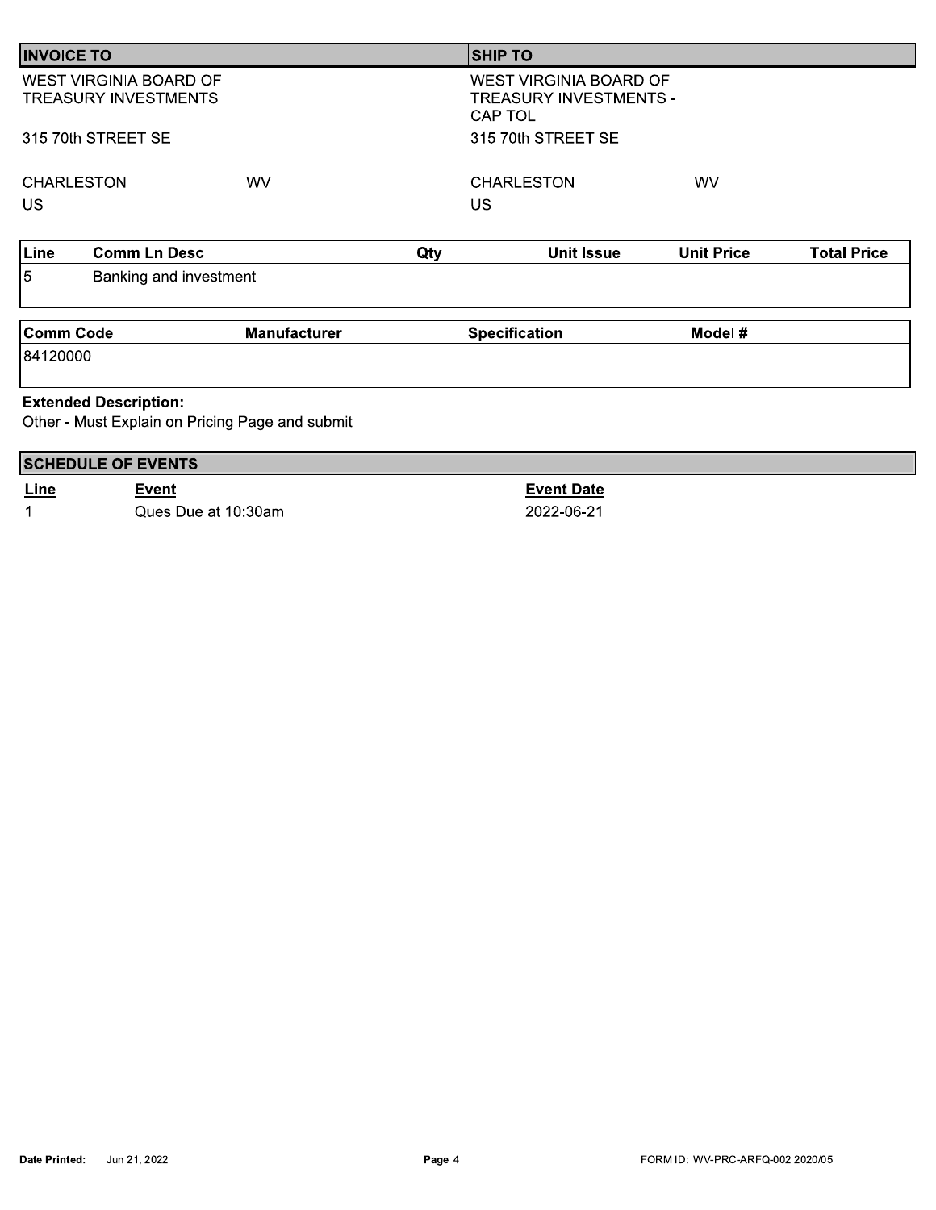| INVOICE TO | | SHIP TO | |
|---|---|---|---|
| WEST VIRGINIA BOARD OF TREASURY INVESTMENTS | | WEST VIRGINIA BOARD OF TREASURY INVESTMENTS - CAPITOL | |
| 315 70th STREET SE | | 315 70th STREET SE | |
| CHARLESTON | WV | CHARLESTON | WV |
| US | | US | |

| Line | Comm Ln Desc | Qty | Unit Issue | Unit Price | Total Price |
|---|---|---|---|---|---|
| 5 | Banking and investment | | | | |

| Comm Code | Manufacturer | Specification | Model # |
|---|---|---|---|
| 84120000 | | | |

**Extended Description:**

Other - Must Explain on Pricing Page and submit

## SCHEDULE OF EVENTS

| Line | Event | Event Date |
|---|---|---|
| 1 | Ques Due at 10:30am | 2022-06-21 |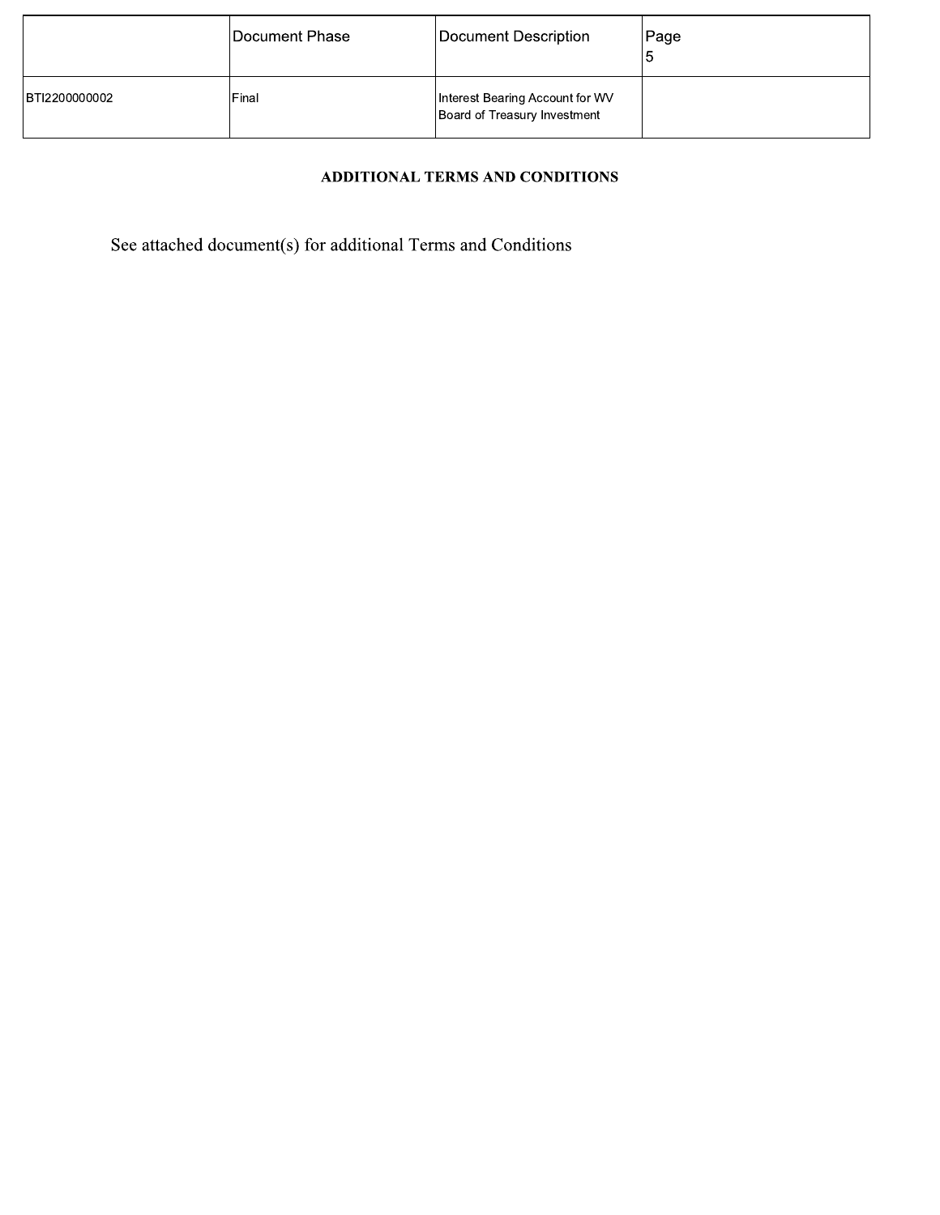| | Document Phase | Document Description | Page 5 |
|---|---|---|---|
| BTI2200000002 | Final | Interest Bearing Account for WV Board of Treasury Investment | |

**ADDITIONAL TERMS AND CONDITIONS**

See attached document(s) for additional Terms and Conditions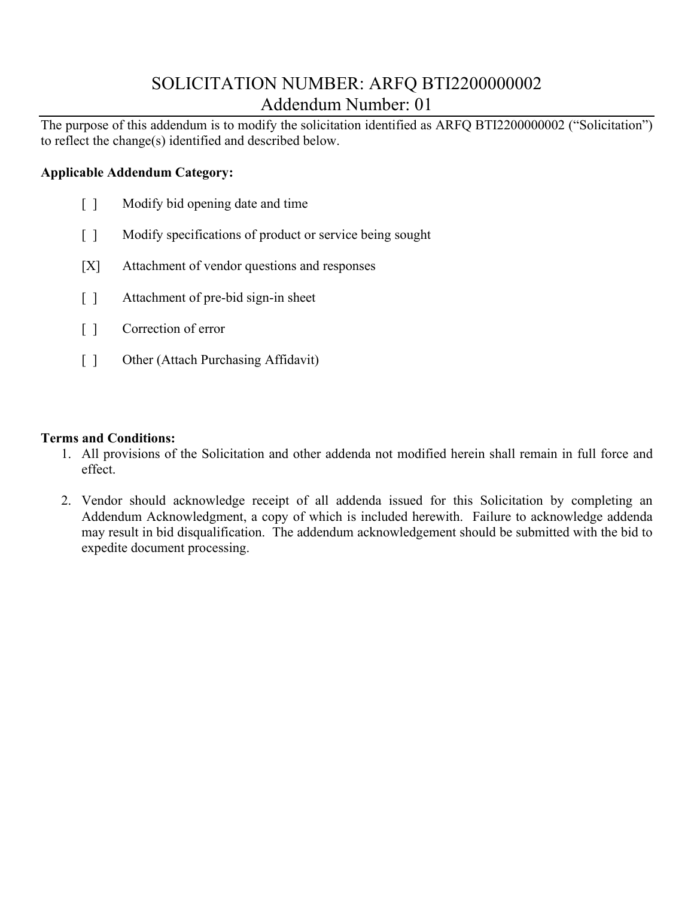# SOLICITATION NUMBER: ARFQ BTI2200000002
## Addendum Number: 01

The purpose of this addendum is to modify the solicitation identified as ARFQ BTI2200000002 ("Solicitation") to reflect the change(s) identified and described below.

**Applicable Addendum Category:**

[ ] Modify bid opening date and time

[ ] Modify specifications of product or service being sought

[X] Attachment of vendor questions and responses

[ ] Attachment of pre-bid sign-in sheet

[ ] Correction of error

[ ] Other (Attach Purchasing Affidavit)

**Terms and Conditions:**

1. All provisions of the Solicitation and other addenda not modified herein shall remain in full force and effect.
2. Vendor should acknowledge receipt of all addenda issued for this Solicitation by completing an Addendum Acknowledgment, a copy of which is included herewith. Failure to acknowledge addenda may result in bid disqualification. The addendum acknowledgement should be submitted with the bid to expedite document processing.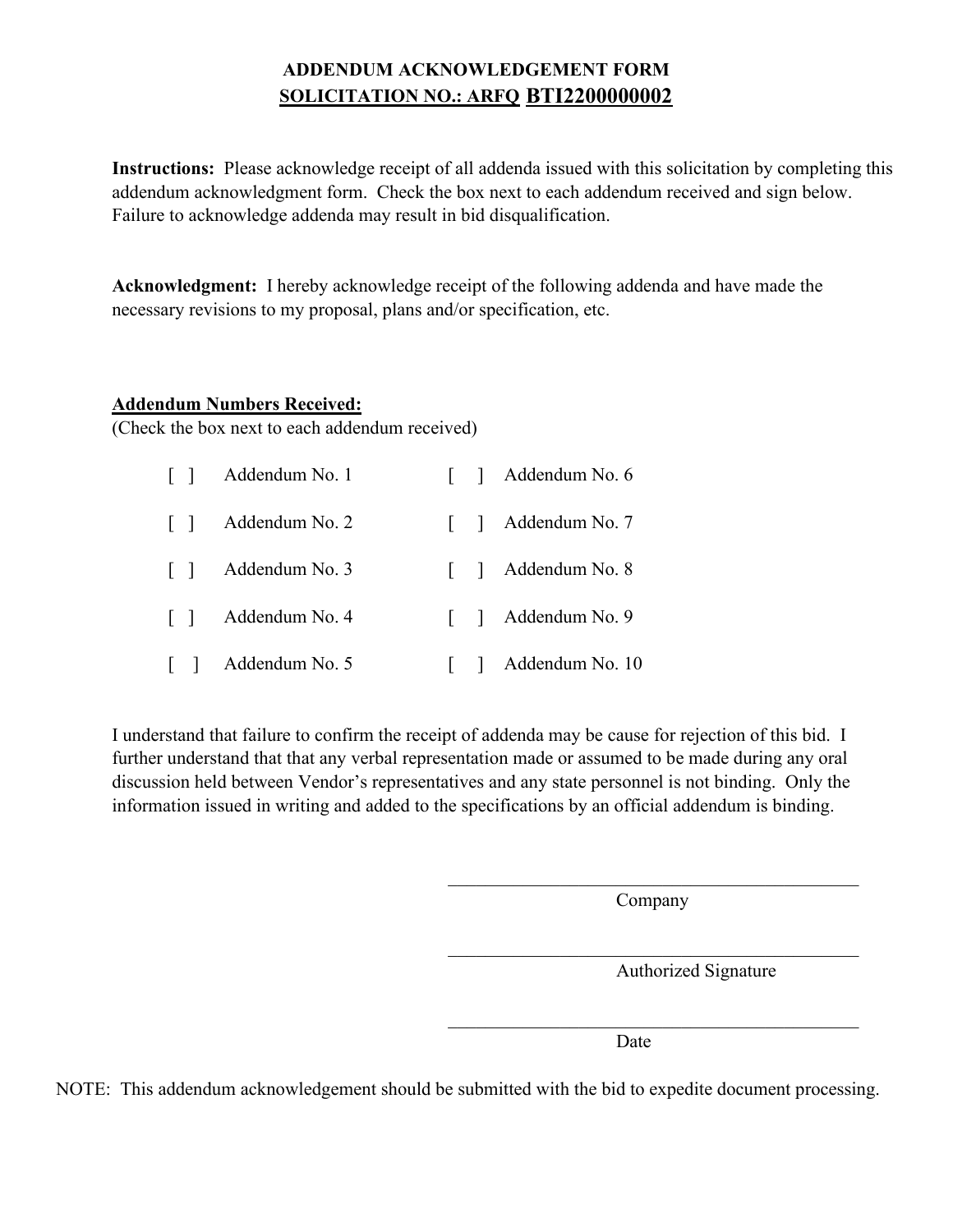**ADDENDUM ACKNOWLEDGEMENT FORM**
**SOLICITATION NO.: ARFQ BTI2200000002**

**Instructions:** Please acknowledge receipt of all addenda issued with this solicitation by completing this addendum acknowledgment form. Check the box next to each addendum received and sign below. Failure to acknowledge addenda may result in bid disqualification.

**Acknowledgment:** I hereby acknowledge receipt of the following addenda and have made the necessary revisions to my proposal, plans and/or specification, etc.

**Addendum Numbers Received:**
(Check the box next to each addendum received)

| | | | |
|---|---|---|---|
| [ ] | Addendum No. 1 | [ ] | Addendum No. 6 |
| [ ] | Addendum No. 2 | [ ] | Addendum No. 7 |
| [ ] | Addendum No. 3 | [ ] | Addendum No. 8 |
| [ ] | Addendum No. 4 | [ ] | Addendum No. 9 |
| [ ] | Addendum No. 5 | [ ] | Addendum No. 10 |

I understand that failure to confirm the receipt of addenda may be cause for rejection of this bid. I further understand that that any verbal representation made or assumed to be made during any oral discussion held between Vendor's representatives and any state personnel is not binding. Only the information issued in writing and added to the specifications by an official addendum is binding.

\_\_\_\_\_\_\_\_\_\_\_\_\_\_\_\_\_\_\_\_\_\_\_\_\_\_\_\_\_\_\_\_\_\_\_\_\_\_\_\_
Company

\_\_\_\_\_\_\_\_\_\_\_\_\_\_\_\_\_\_\_\_\_\_\_\_\_\_\_\_\_\_\_\_\_\_\_\_\_\_\_\_
Authorized Signature

\_\_\_\_\_\_\_\_\_\_\_\_\_\_\_\_\_\_\_\_\_\_\_\_\_\_\_\_\_\_\_\_\_\_\_\_\_\_\_\_
Date

NOTE: This addendum acknowledgement should be submitted with the bid to expedite document processing.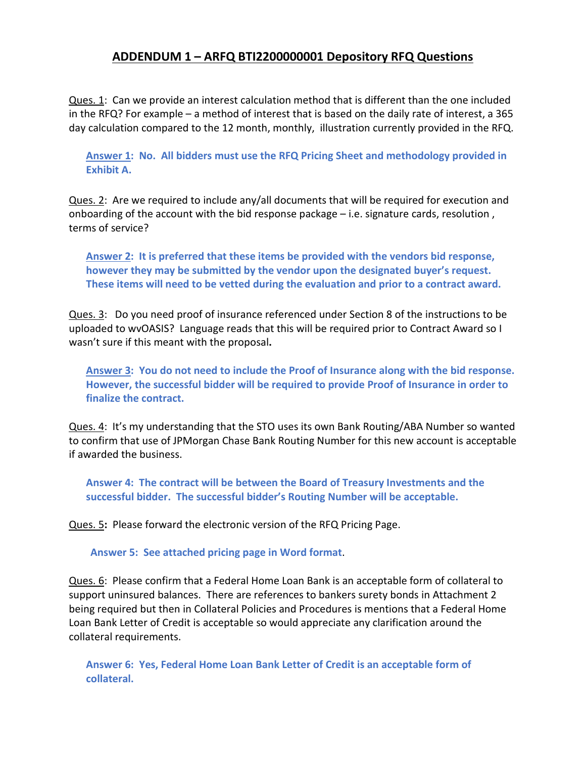# ADDENDUM 1 – ARFQ BTI2200000001 Depository RFQ Questions

Ques. 1: Can we provide an interest calculation method that is different than the one included in the RFQ? For example – a method of interest that is based on the daily rate of interest, a 365 day calculation compared to the 12 month, monthly, illustration currently provided in the RFQ.

> **Answer 1: No. All bidders must use the RFQ Pricing Sheet and methodology provided in Exhibit A.**

Ques. 2: Are we required to include any/all documents that will be required for execution and onboarding of the account with the bid response package – i.e. signature cards, resolution , terms of service?

> **Answer 2: It is preferred that these items be provided with the vendors bid response, however they may be submitted by the vendor upon the designated buyer's request. These items will need to be vetted during the evaluation and prior to a contract award.**

Ques. 3: Do you need proof of insurance referenced under Section 8 of the instructions to be uploaded to wvOASIS? Language reads that this will be required prior to Contract Award so I wasn't sure if this meant with the proposal**.**

> **Answer 3: You do not need to include the Proof of Insurance along with the bid response. However, the successful bidder will be required to provide Proof of Insurance in order to finalize the contract.**

Ques. 4: It's my understanding that the STO uses its own Bank Routing/ABA Number so wanted to confirm that use of JPMorgan Chase Bank Routing Number for this new account is acceptable if awarded the business.

> **Answer 4: The contract will be between the Board of Treasury Investments and the successful bidder. The successful bidder's Routing Number will be acceptable.**

Ques. 5**:** Please forward the electronic version of the RFQ Pricing Page.

> **Answer 5: See attached pricing page in Word format**.

Ques. 6: Please confirm that a Federal Home Loan Bank is an acceptable form of collateral to support uninsured balances. There are references to bankers surety bonds in Attachment 2 being required but then in Collateral Policies and Procedures is mentions that a Federal Home Loan Bank Letter of Credit is acceptable so would appreciate any clarification around the collateral requirements.

> **Answer 6: Yes, Federal Home Loan Bank Letter of Credit is an acceptable form of collateral.**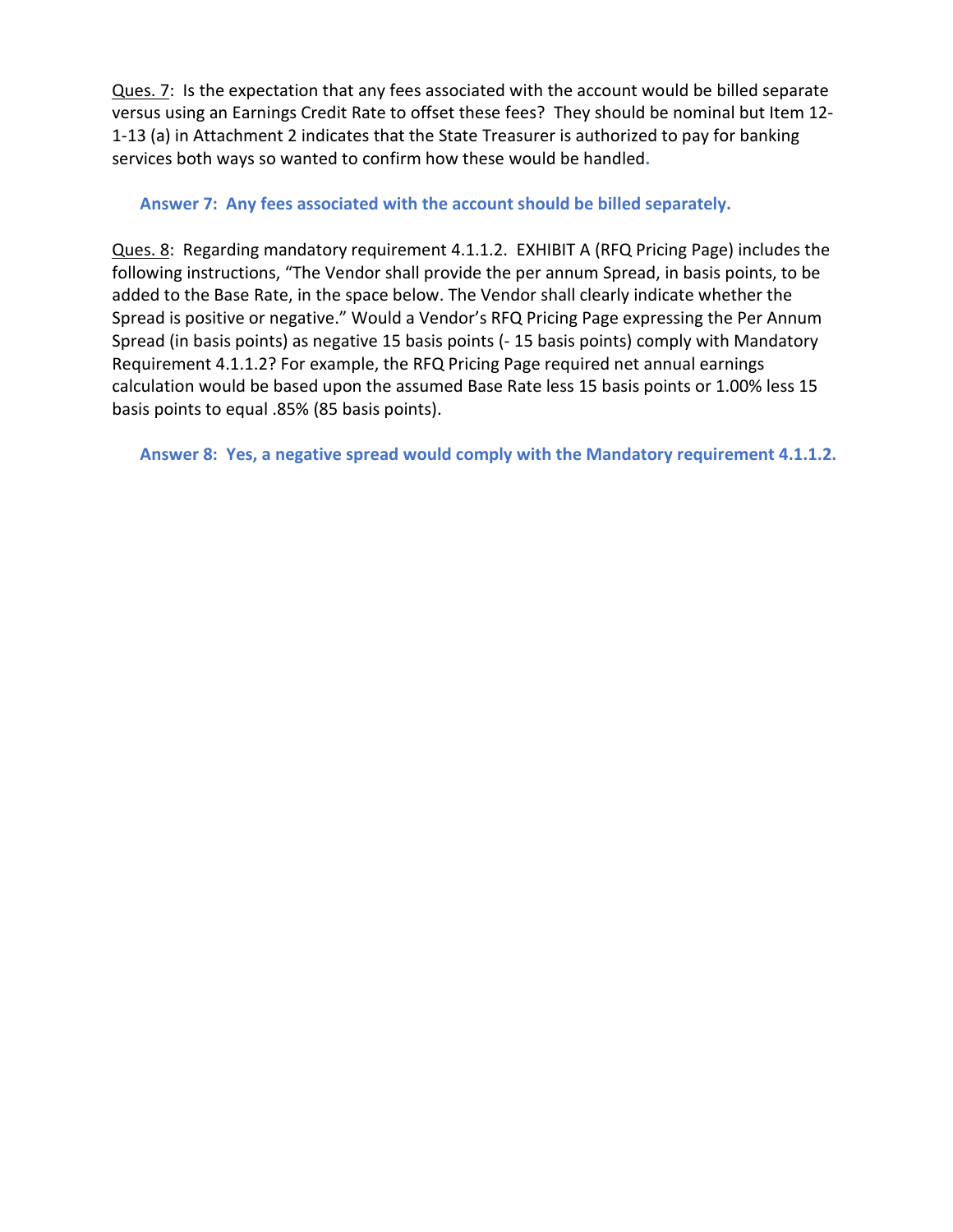<u>Ques. 7</u>: Is the expectation that any fees associated with the account would be billed separate versus using an Earnings Credit Rate to offset these fees? They should be nominal but Item 12-1-13 (a) in Attachment 2 indicates that the State Treasurer is authorized to pay for banking services both ways so wanted to confirm how these would be handled.

**Answer 7: Any fees associated with the account should be billed separately.**

<u>Ques. 8</u>: Regarding mandatory requirement 4.1.1.2. EXHIBIT A (RFQ Pricing Page) includes the following instructions, "The Vendor shall provide the per annum Spread, in basis points, to be added to the Base Rate, in the space below. The Vendor shall clearly indicate whether the Spread is positive or negative." Would a Vendor's RFQ Pricing Page expressing the Per Annum Spread (in basis points) as negative 15 basis points (- 15 basis points) comply with Mandatory Requirement 4.1.1.2? For example, the RFQ Pricing Page required net annual earnings calculation would be based upon the assumed Base Rate less 15 basis points or 1.00% less 15 basis points to equal .85% (85 basis points).

**Answer 8: Yes, a negative spread would comply with the Mandatory requirement 4.1.1.2.**